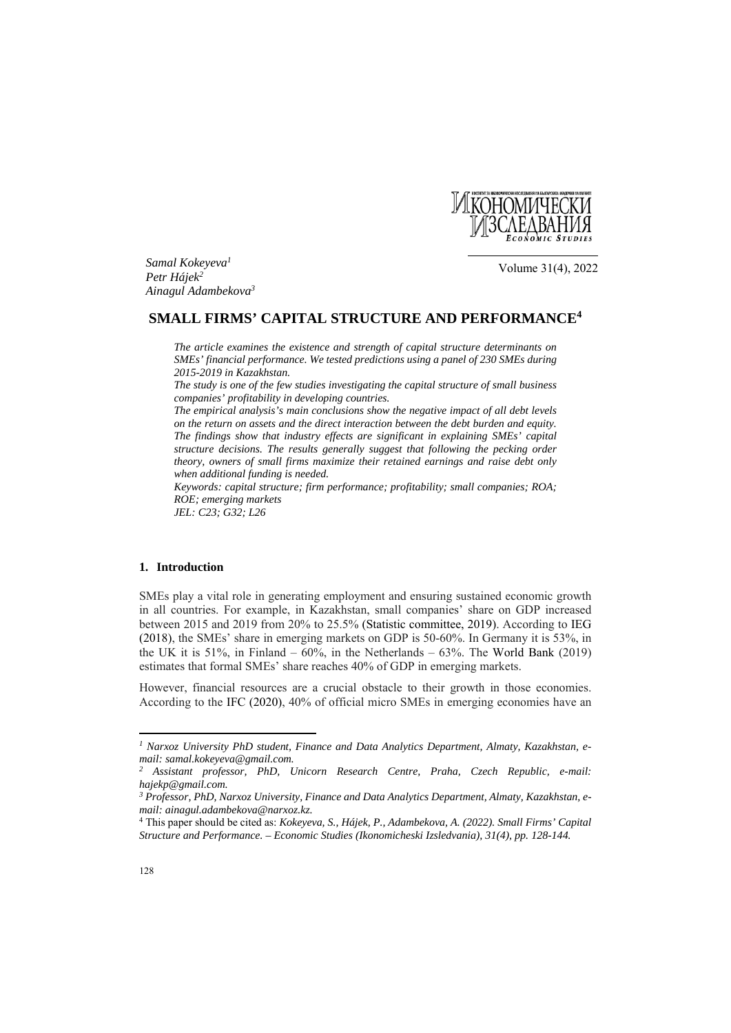Samal Kokeyeva[1]
Petr Hájek[2]
Ainagul Adambekova[3]

# SMALL FIRMS' CAPITAL STRUCTURE AND PERFORMANCE[4]

*The article examines the existence and strength of capital structure determinants on SMEs' financial performance. We tested predictions using a panel of 230 SMEs during 2015-2019 in Kazakhstan.*

*The study is one of the few studies investigating the capital structure of small business companies' profitability in developing countries.*

*The empirical analysis's main conclusions show the negative impact of all debt levels on the return on assets and the direct interaction between the debt burden and equity. The findings show that industry effects are significant in explaining SMEs' capital structure decisions. The results generally suggest that following the pecking order theory, owners of small firms maximize their retained earnings and raise debt only when additional funding is needed.*

*Keywords: capital structure; firm performance; profitability; small companies; ROA; ROE; emerging markets*

*JEL: C23; G32; L26*

## 1. Introduction

SMEs play a vital role in generating employment and ensuring sustained economic growth in all countries. For example, in Kazakhstan, small companies' share on GDP increased between 2015 and 2019 from 20% to 25.5% (Statistic committee, 2019). According to IEG (2018), the SMEs' share in emerging markets on GDP is 50-60%. In Germany it is 53%, in the UK it is 51%, in Finland – 60%, in the Netherlands – 63%. The World Bank (2019) estimates that formal SMEs' share reaches 40% of GDP in emerging markets.

However, financial resources are a crucial obstacle to their growth in those economies. According to the IFC (2020), 40% of official micro SMEs in emerging economies have an

---

[1] *Narxoz University PhD student, Finance and Data Analytics Department, Almaty, Kazakhstan, e-mail: samal.kokeyeva@gmail.com.*

[2] *Assistant professor, PhD, Unicorn Research Centre, Praha, Czech Republic, e-mail: hajekp@gmail.com.*

[3] *Professor, PhD, Narxoz University, Finance and Data Analytics Department, Almaty, Kazakhstan, e-mail: ainagul.adambekova@narxoz.kz.*

[4] This paper should be cited as: *Kokeyeva, S., Hájek, P., Adambekova, A. (2022). Small Firms' Capital Structure and Performance. – Economic Studies (Ikonomicheski Izsledvania), 31(4), pp. 128-144.*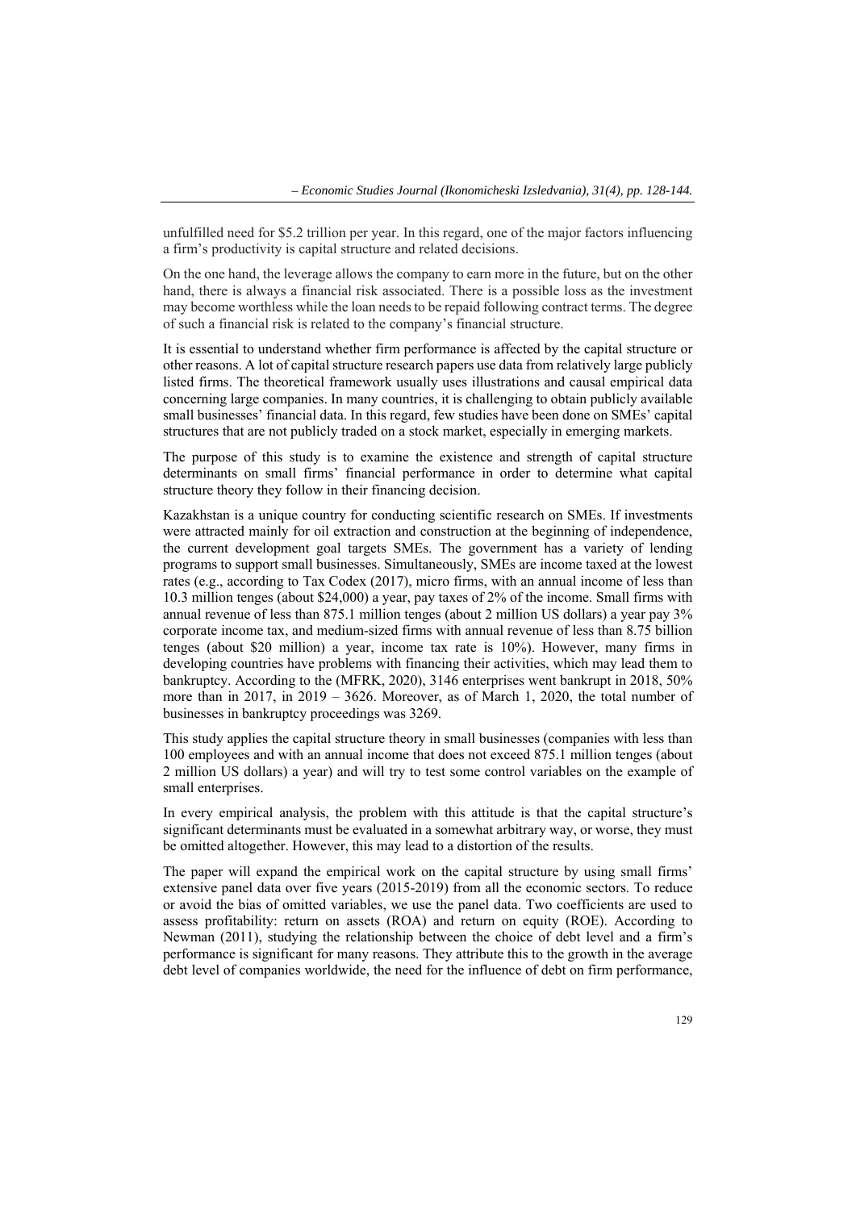unfulfilled need for \$5.2 trillion per year. In this regard, one of the major factors influencing a firm's productivity is capital structure and related decisions.

On the one hand, the leverage allows the company to earn more in the future, but on the other hand, there is always a financial risk associated. There is a possible loss as the investment may become worthless while the loan needs to be repaid following contract terms. The degree of such a financial risk is related to the company's financial structure.

It is essential to understand whether firm performance is affected by the capital structure or other reasons. A lot of capital structure research papers use data from relatively large publicly listed firms. The theoretical framework usually uses illustrations and causal empirical data concerning large companies. In many countries, it is challenging to obtain publicly available small businesses' financial data. In this regard, few studies have been done on SMEs' capital structures that are not publicly traded on a stock market, especially in emerging markets.

The purpose of this study is to examine the existence and strength of capital structure determinants on small firms' financial performance in order to determine what capital structure theory they follow in their financing decision.

Kazakhstan is a unique country for conducting scientific research on SMEs. If investments were attracted mainly for oil extraction and construction at the beginning of independence, the current development goal targets SMEs. The government has a variety of lending programs to support small businesses. Simultaneously, SMEs are income taxed at the lowest rates (e.g., according to Tax Codex (2017), micro firms, with an annual income of less than 10.3 million tenges (about \$24,000) a year, pay taxes of 2% of the income. Small firms with annual revenue of less than 875.1 million tenges (about 2 million US dollars) a year pay 3% corporate income tax, and medium-sized firms with annual revenue of less than 8.75 billion tenges (about \$20 million) a year, income tax rate is 10%). However, many firms in developing countries have problems with financing their activities, which may lead them to bankruptcy. According to the (MFRK, 2020), 3146 enterprises went bankrupt in 2018, 50% more than in 2017, in 2019 – 3626. Moreover, as of March 1, 2020, the total number of businesses in bankruptcy proceedings was 3269.

This study applies the capital structure theory in small businesses (companies with less than 100 employees and with an annual income that does not exceed 875.1 million tenges (about 2 million US dollars) a year) and will try to test some control variables on the example of small enterprises.

In every empirical analysis, the problem with this attitude is that the capital structure's significant determinants must be evaluated in a somewhat arbitrary way, or worse, they must be omitted altogether. However, this may lead to a distortion of the results.

The paper will expand the empirical work on the capital structure by using small firms' extensive panel data over five years (2015-2019) from all the economic sectors. To reduce or avoid the bias of omitted variables, we use the panel data. Two coefficients are used to assess profitability: return on assets (ROA) and return on equity (ROE). According to Newman (2011), studying the relationship between the choice of debt level and a firm's performance is significant for many reasons. They attribute this to the growth in the average debt level of companies worldwide, the need for the influence of debt on firm performance,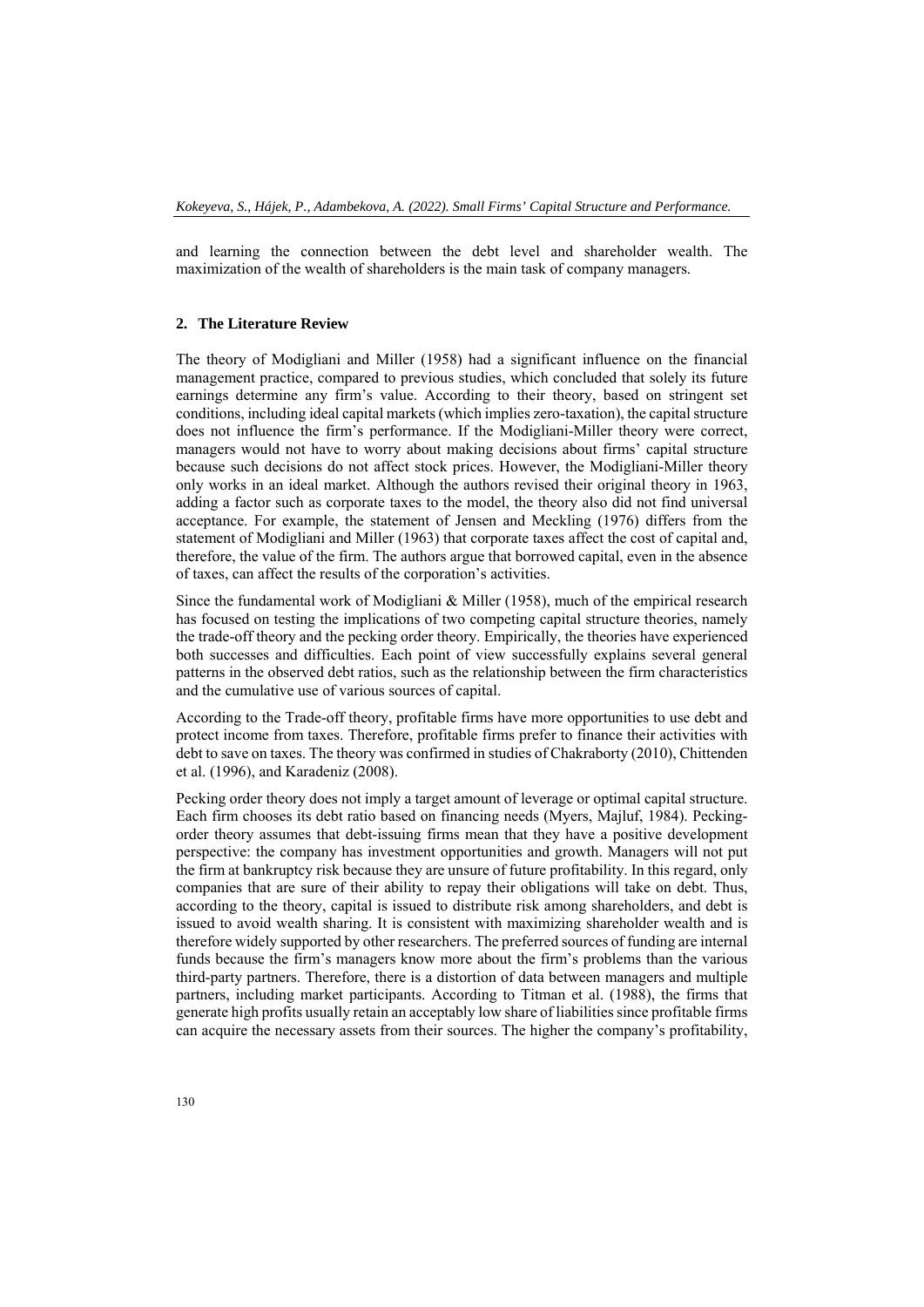and learning the connection between the debt level and shareholder wealth. The maximization of the wealth of shareholders is the main task of company managers.

## 2. The Literature Review

The theory of Modigliani and Miller (1958) had a significant influence on the financial management practice, compared to previous studies, which concluded that solely its future earnings determine any firm's value. According to their theory, based on stringent set conditions, including ideal capital markets (which implies zero-taxation), the capital structure does not influence the firm's performance. If the Modigliani-Miller theory were correct, managers would not have to worry about making decisions about firms' capital structure because such decisions do not affect stock prices. However, the Modigliani-Miller theory only works in an ideal market. Although the authors revised their original theory in 1963, adding a factor such as corporate taxes to the model, the theory also did not find universal acceptance. For example, the statement of Jensen and Meckling (1976) differs from the statement of Modigliani and Miller (1963) that corporate taxes affect the cost of capital and, therefore, the value of the firm. The authors argue that borrowed capital, even in the absence of taxes, can affect the results of the corporation's activities.

Since the fundamental work of Modigliani & Miller (1958), much of the empirical research has focused on testing the implications of two competing capital structure theories, namely the trade-off theory and the pecking order theory. Empirically, the theories have experienced both successes and difficulties. Each point of view successfully explains several general patterns in the observed debt ratios, such as the relationship between the firm characteristics and the cumulative use of various sources of capital.

According to the Trade-off theory, profitable firms have more opportunities to use debt and protect income from taxes. Therefore, profitable firms prefer to finance their activities with debt to save on taxes. The theory was confirmed in studies of Chakraborty (2010), Chittenden et al. (1996), and Karadeniz (2008).

Pecking order theory does not imply a target amount of leverage or optimal capital structure. Each firm chooses its debt ratio based on financing needs (Myers, Majluf, 1984). Pecking-order theory assumes that debt-issuing firms mean that they have a positive development perspective: the company has investment opportunities and growth. Managers will not put the firm at bankruptcy risk because they are unsure of future profitability. In this regard, only companies that are sure of their ability to repay their obligations will take on debt. Thus, according to the theory, capital is issued to distribute risk among shareholders, and debt is issued to avoid wealth sharing. It is consistent with maximizing shareholder wealth and is therefore widely supported by other researchers. The preferred sources of funding are internal funds because the firm's managers know more about the firm's problems than the various third-party partners. Therefore, there is a distortion of data between managers and multiple partners, including market participants. According to Titman et al. (1988), the firms that generate high profits usually retain an acceptably low share of liabilities since profitable firms can acquire the necessary assets from their sources. The higher the company's profitability,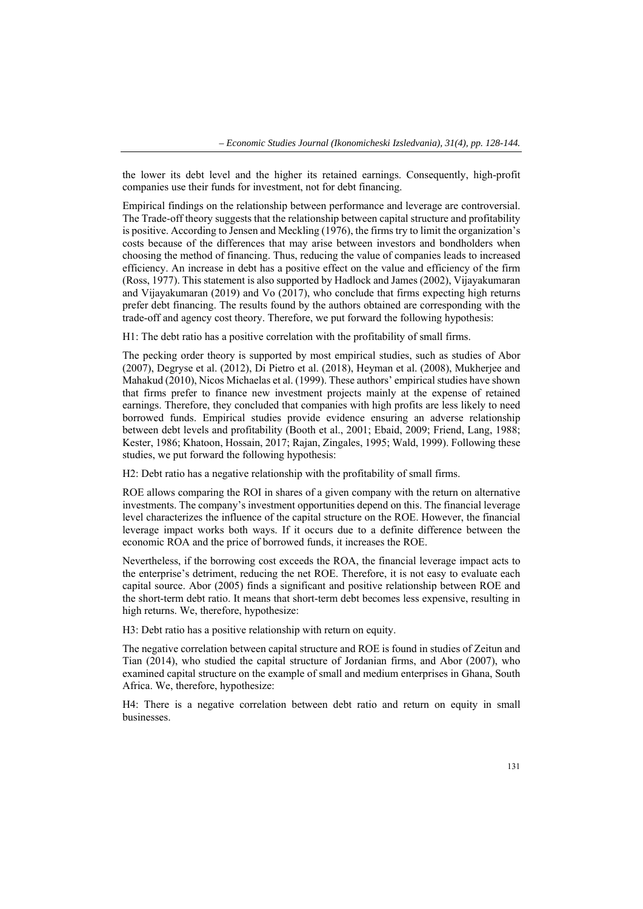the lower its debt level and the higher its retained earnings. Consequently, high-profit companies use their funds for investment, not for debt financing.

Empirical findings on the relationship between performance and leverage are controversial. The Trade-off theory suggests that the relationship between capital structure and profitability is positive. According to Jensen and Meckling (1976), the firms try to limit the organization's costs because of the differences that may arise between investors and bondholders when choosing the method of financing. Thus, reducing the value of companies leads to increased efficiency. An increase in debt has a positive effect on the value and efficiency of the firm (Ross, 1977). This statement is also supported by Hadlock and James (2002), Vijayakumaran and Vijayakumaran (2019) and Vo (2017), who conclude that firms expecting high returns prefer debt financing. The results found by the authors obtained are corresponding with the trade-off and agency cost theory. Therefore, we put forward the following hypothesis:

H1: The debt ratio has a positive correlation with the profitability of small firms.

The pecking order theory is supported by most empirical studies, such as studies of Abor (2007), Degryse et al. (2012), Di Pietro et al. (2018), Heyman et al. (2008), Mukherjee and Mahakud (2010), Nicos Michaelas et al. (1999). These authors' empirical studies have shown that firms prefer to finance new investment projects mainly at the expense of retained earnings. Therefore, they concluded that companies with high profits are less likely to need borrowed funds. Empirical studies provide evidence ensuring an adverse relationship between debt levels and profitability (Booth et al., 2001; Ebaid, 2009; Friend, Lang, 1988; Kester, 1986; Khatoon, Hossain, 2017; Rajan, Zingales, 1995; Wald, 1999). Following these studies, we put forward the following hypothesis:

H2: Debt ratio has a negative relationship with the profitability of small firms.

ROE allows comparing the ROI in shares of a given company with the return on alternative investments. The company's investment opportunities depend on this. The financial leverage level characterizes the influence of the capital structure on the ROE. However, the financial leverage impact works both ways. If it occurs due to a definite difference between the economic ROA and the price of borrowed funds, it increases the ROE.

Nevertheless, if the borrowing cost exceeds the ROA, the financial leverage impact acts to the enterprise's detriment, reducing the net ROE. Therefore, it is not easy to evaluate each capital source. Abor (2005) finds a significant and positive relationship between ROE and the short-term debt ratio. It means that short-term debt becomes less expensive, resulting in high returns. We, therefore, hypothesize:

H3: Debt ratio has a positive relationship with return on equity.

The negative correlation between capital structure and ROE is found in studies of Zeitun and Tian (2014), who studied the capital structure of Jordanian firms, and Abor (2007), who examined capital structure on the example of small and medium enterprises in Ghana, South Africa. We, therefore, hypothesize:

H4: There is a negative correlation between debt ratio and return on equity in small businesses.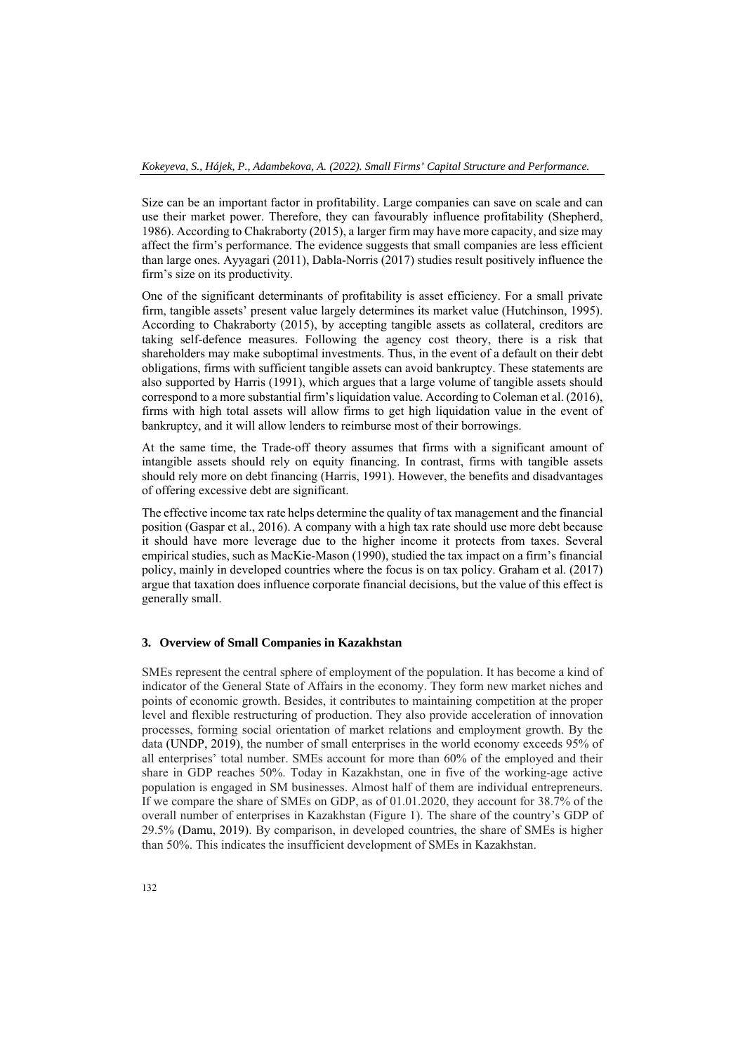Size can be an important factor in profitability. Large companies can save on scale and can use their market power. Therefore, they can favourably influence profitability (Shepherd, 1986). According to Chakraborty (2015), a larger firm may have more capacity, and size may affect the firm's performance. The evidence suggests that small companies are less efficient than large ones. Ayyagari (2011), Dabla-Norris (2017) studies result positively influence the firm's size on its productivity.

One of the significant determinants of profitability is asset efficiency. For a small private firm, tangible assets' present value largely determines its market value (Hutchinson, 1995). According to Chakraborty (2015), by accepting tangible assets as collateral, creditors are taking self-defence measures. Following the agency cost theory, there is a risk that shareholders may make suboptimal investments. Thus, in the event of a default on their debt obligations, firms with sufficient tangible assets can avoid bankruptcy. These statements are also supported by Harris (1991), which argues that a large volume of tangible assets should correspond to a more substantial firm's liquidation value. According to Coleman et al. (2016), firms with high total assets will allow firms to get high liquidation value in the event of bankruptcy, and it will allow lenders to reimburse most of their borrowings.

At the same time, the Trade-off theory assumes that firms with a significant amount of intangible assets should rely on equity financing. In contrast, firms with tangible assets should rely more on debt financing (Harris, 1991). However, the benefits and disadvantages of offering excessive debt are significant.

The effective income tax rate helps determine the quality of tax management and the financial position (Gaspar et al., 2016). A company with a high tax rate should use more debt because it should have more leverage due to the higher income it protects from taxes. Several empirical studies, such as MacKie-Mason (1990), studied the tax impact on a firm's financial policy, mainly in developed countries where the focus is on tax policy. Graham et al. (2017) argue that taxation does influence corporate financial decisions, but the value of this effect is generally small.

## 3. Overview of Small Companies in Kazakhstan

SMEs represent the central sphere of employment of the population. It has become a kind of indicator of the General State of Affairs in the economy. They form new market niches and points of economic growth. Besides, it contributes to maintaining competition at the proper level and flexible restructuring of production. They also provide acceleration of innovation processes, forming social orientation of market relations and employment growth. By the data (UNDP, 2019), the number of small enterprises in the world economy exceeds 95% of all enterprises' total number. SMEs account for more than 60% of the employed and their share in GDP reaches 50%. Today in Kazakhstan, one in five of the working-age active population is engaged in SM businesses. Almost half of them are individual entrepreneurs. If we compare the share of SMEs on GDP, as of 01.01.2020, they account for 38.7% of the overall number of enterprises in Kazakhstan (Figure 1). The share of the country's GDP of 29.5% (Damu, 2019). By comparison, in developed countries, the share of SMEs is higher than 50%. This indicates the insufficient development of SMEs in Kazakhstan.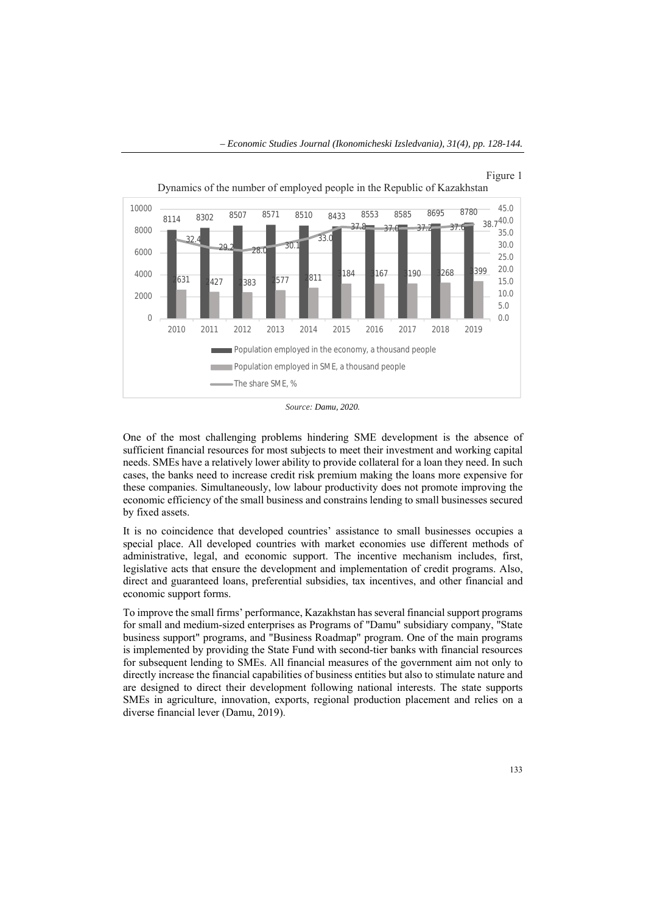Figure 1

Dynamics of the number of employed people in the Republic of Kazakhstan

| Year | Population employed in the economy, a thousand people | Population employed in SME, a thousand people | The share SME, % |
|---|---|---|---|
| 2010 | 8114 | 2631 | 32.4 |
| 2011 | 8302 | 2427 | 29.2 |
| 2012 | 8507 | 2383 | 28.0 |
| 2013 | 8571 | 2577 | 30.1 |
| 2014 | 8510 | 2811 | 33.0 |
| 2015 | 8433 | 3184 | 37.8 |
| 2016 | 8553 | 3167 | 37.0 |
| 2017 | 8585 | 3190 | 37.2 |
| 2018 | 8695 | 3268 | 37.6 |
| 2019 | 8780 | 3399 | 38.7 |

*Source: Damu, 2020.*

One of the most challenging problems hindering SME development is the absence of sufficient financial resources for most subjects to meet their investment and working capital needs. SMEs have a relatively lower ability to provide collateral for a loan they need. In such cases, the banks need to increase credit risk premium making the loans more expensive for these companies. Simultaneously, low labour productivity does not promote improving the economic efficiency of the small business and constrains lending to small businesses secured by fixed assets.

It is no coincidence that developed countries' assistance to small businesses occupies a special place. All developed countries with market economies use different methods of administrative, legal, and economic support. The incentive mechanism includes, first, legislative acts that ensure the development and implementation of credit programs. Also, direct and guaranteed loans, preferential subsidies, tax incentives, and other financial and economic support forms.

To improve the small firms' performance, Kazakhstan has several financial support programs for small and medium-sized enterprises as Programs of "Damu" subsidiary company, "State business support" programs, and "Business Roadmap" program. One of the main programs is implemented by providing the State Fund with second-tier banks with financial resources for subsequent lending to SMEs. All financial measures of the government aim not only to directly increase the financial capabilities of business entities but also to stimulate nature and are designed to direct their development following national interests. The state supports SMEs in agriculture, innovation, exports, regional production placement and relies on a diverse financial lever (Damu, 2019).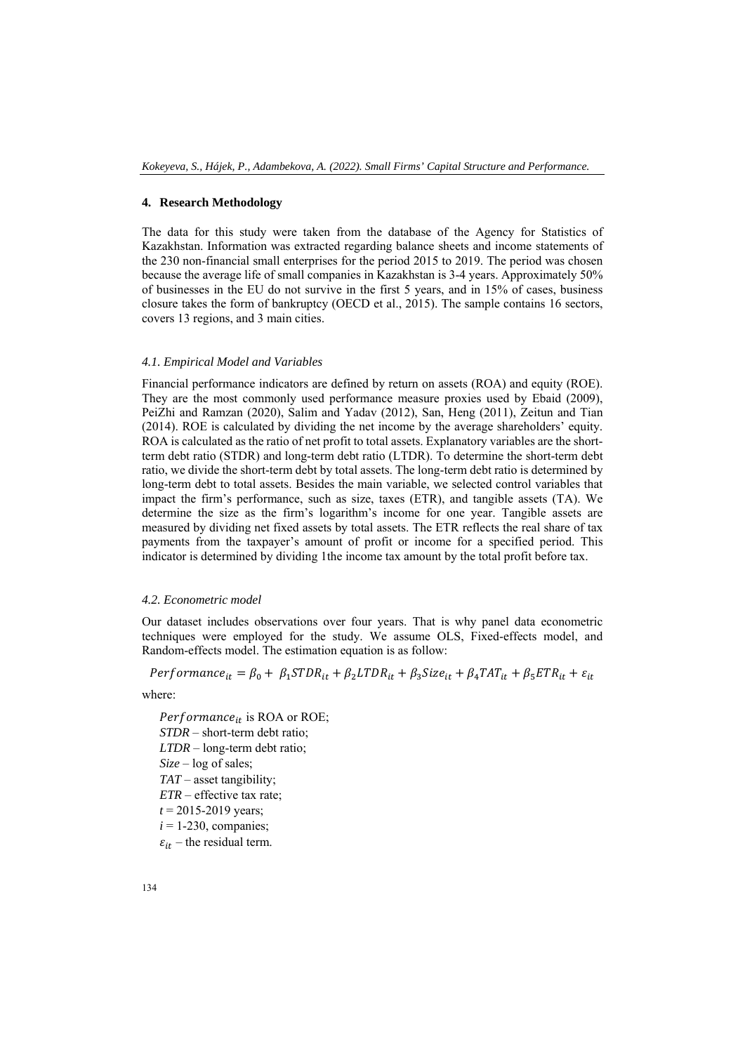## 4. Research Methodology

The data for this study were taken from the database of the Agency for Statistics of Kazakhstan. Information was extracted regarding balance sheets and income statements of the 230 non-financial small enterprises for the period 2015 to 2019. The period was chosen because the average life of small companies in Kazakhstan is 3-4 years. Approximately 50% of businesses in the EU do not survive in the first 5 years, and in 15% of cases, business closure takes the form of bankruptcy (OECD et al., 2015). The sample contains 16 sectors, covers 13 regions, and 3 main cities.

### *4.1. Empirical Model and Variables*

Financial performance indicators are defined by return on assets (ROA) and equity (ROE). They are the most commonly used performance measure proxies used by Ebaid (2009), PeiZhi and Ramzan (2020), Salim and Yadav (2012), San, Heng (2011), Zeitun and Tian (2014). ROE is calculated by dividing the net income by the average shareholders' equity. ROA is calculated as the ratio of net profit to total assets. Explanatory variables are the short-term debt ratio (STDR) and long-term debt ratio (LTDR). To determine the short-term debt ratio, we divide the short-term debt by total assets. The long-term debt ratio is determined by long-term debt to total assets. Besides the main variable, we selected control variables that impact the firm's performance, such as size, taxes (ETR), and tangible assets (TA). We determine the size as the firm's logarithm's income for one year. Tangible assets are measured by dividing net fixed assets by total assets. The ETR reflects the real share of tax payments from the taxpayer's amount of profit or income for a specified period. This indicator is determined by dividing 1the income tax amount by the total profit before tax.

### *4.2. Econometric model*

Our dataset includes observations over four years. That is why panel data econometric techniques were employed for the study. We assume OLS, Fixed-effects model, and Random-effects model. The estimation equation is as follow:

$$Performance_{it} = \beta_0 + \beta_1 STDR_{it} + \beta_2 LTDR_{it} + \beta_3 Size_{it} + \beta_4 TAT_{it} + \beta_5 ETR_{it} + \varepsilon_{it}$$

where:

- $Performance_{it}$ is ROA or ROE;
- *STDR* – short-term debt ratio;
- *LTDR* – long-term debt ratio;
- *Size* – log of sales;
- *TAT* – asset tangibility;
- *ETR* – effective tax rate;
- $t$ = 2015-2019 years;
- $i$ = 1-230, companies;
- $\varepsilon_{it}$ – the residual term.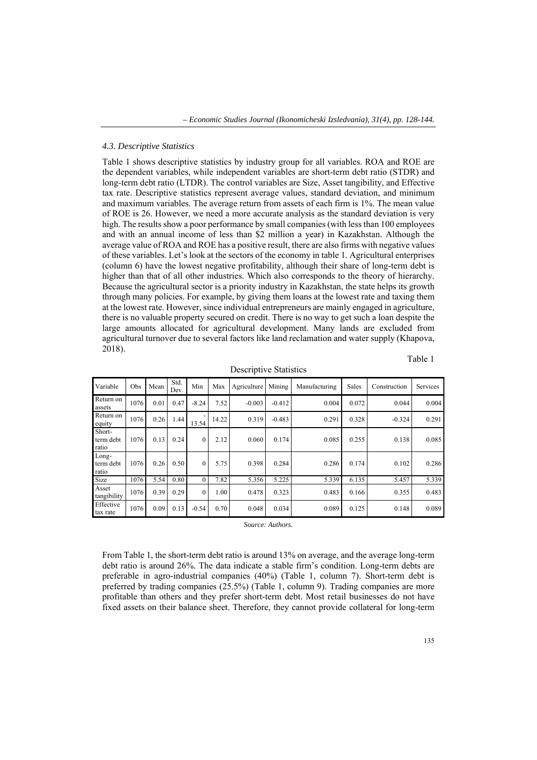### 4.3. Descriptive Statistics

Table 1 shows descriptive statistics by industry group for all variables. ROA and ROE are the dependent variables, while independent variables are short-term debt ratio (STDR) and long-term debt ratio (LTDR). The control variables are Size, Asset tangibility, and Effective tax rate. Descriptive statistics represent average values, standard deviation, and minimum and maximum variables. The average return from assets of each firm is 1%. The mean value of ROE is 26. However, we need a more accurate analysis as the standard deviation is very high. The results show a poor performance by small companies (with less than 100 employees and with an annual income of less than $2 million a year) in Kazakhstan. Although the average value of ROA and ROE has a positive result, there are also firms with negative values of these variables. Let's look at the sectors of the economy in table 1. Agricultural enterprises (column 6) have the lowest negative profitability, although their share of long-term debt is higher than that of all other industries. Which also corresponds to the theory of hierarchy. Because the agricultural sector is a priority industry in Kazakhstan, the state helps its growth through many policies. For example, by giving them loans at the lowest rate and taxing them at the lowest rate. However, since individual entrepreneurs are mainly engaged in agriculture, there is no valuable property secured on credit. There is no way to get such a loan despite the large amounts allocated for agricultural development. Many lands are excluded from agricultural turnover due to several factors like land reclamation and water supply (Khapova, 2018).

Table 1

Descriptive Statistics

| Variable | Obs | Mean | Std. Dev. | Min | Max | Agriculture | Mining | Manufacturing | Sales | Construction | Services |
|---|---|---|---|---|---|---|---|---|---|---|---|
| Return on assets | 1076 | 0.01 | 0.47 | -8.24 | 7.52 | -0.003 | -0.412 | 0.004 | 0.072 | 0.044 | 0.004 |
| Return on equity | 1076 | 0.26 | 1.44 | -13.54 | 14.22 | 0.319 | -0.483 | 0.291 | 0.328 | -0.324 | 0.291 |
| Short-term debt ratio | 1076 | 0.13 | 0.24 | 0 | 2.12 | 0.060 | 0.174 | 0.085 | 0.255 | 0.138 | 0.085 |
| Long-term debt ratio | 1076 | 0.26 | 0.50 | 0 | 5.75 | 0.398 | 0.284 | 0.286 | 0.174 | 0.102 | 0.286 |
| Size | 1076 | 5.54 | 0.80 | 0 | 7.82 | 5.356 | 5.225 | 5.339 | 6.135 | 5.457 | 5.339 |
| Asset tangibility | 1076 | 0.39 | 0.29 | 0 | 1.00 | 0.478 | 0.323 | 0.483 | 0.166 | 0.355 | 0.483 |
| Effective tax rate | 1076 | 0.09 | 0.13 | -0.54 | 0.70 | 0.048 | 0.034 | 0.089 | 0.125 | 0.148 | 0.089 |

*Source: Authors.*

From Table 1, the short-term debt ratio is around 13% on average, and the average long-term debt ratio is around 26%. The data indicate a stable firm's condition. Long-term debts are preferable in agro-industrial companies (40%) (Table 1, column 7). Short-term debt is preferred by trading companies (25.5%) (Table 1, column 9). Trading companies are more profitable than others and they prefer short-term debt. Most retail businesses do not have fixed assets on their balance sheet. Therefore, they cannot provide collateral for long-term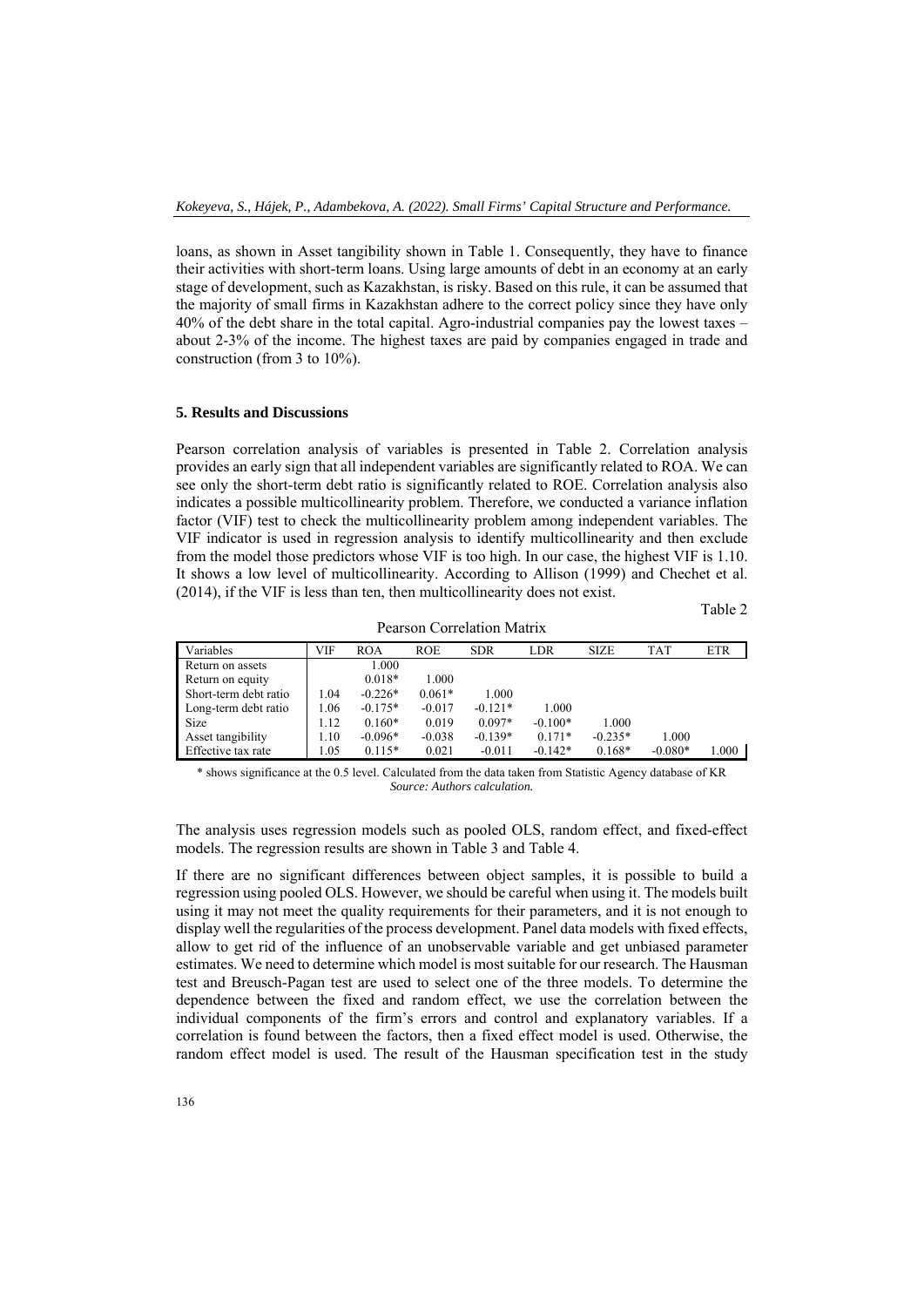loans, as shown in Asset tangibility shown in Table 1. Consequently, they have to finance their activities with short-term loans. Using large amounts of debt in an economy at an early stage of development, such as Kazakhstan, is risky. Based on this rule, it can be assumed that the majority of small firms in Kazakhstan adhere to the correct policy since they have only 40% of the debt share in the total capital. Agro-industrial companies pay the lowest taxes – about 2-3% of the income. The highest taxes are paid by companies engaged in trade and construction (from 3 to 10%).

## 5. Results and Discussions

Pearson correlation analysis of variables is presented in Table 2. Correlation analysis provides an early sign that all independent variables are significantly related to ROA. We can see only the short-term debt ratio is significantly related to ROE. Correlation analysis also indicates a possible multicollinearity problem. Therefore, we conducted a variance inflation factor (VIF) test to check the multicollinearity problem among independent variables. The VIF indicator is used in regression analysis to identify multicollinearity and then exclude from the model those predictors whose VIF is too high. In our case, the highest VIF is 1.10. It shows a low level of multicollinearity. According to Allison (1999) and Chechet et al. (2014), if the VIF is less than ten, then multicollinearity does not exist.

Table 2

Pearson Correlation Matrix

| Variables | VIF | ROA | ROE | SDR | LDR | SIZE | TAT | ETR |
|---|---|---|---|---|---|---|---|---|
| Return on assets | | 1.000 | | | | | | |
| Return on equity | | 0.018* | 1.000 | | | | | |
| Short-term debt ratio | 1.04 | -0.226* | 0.061* | 1.000 | | | | |
| Long-term debt ratio | 1.06 | -0.175* | -0.017 | -0.121* | 1.000 | | | |
| Size | 1.12 | 0.160* | 0.019 | 0.097* | -0.100* | 1.000 | | |
| Asset tangibility | 1.10 | -0.096* | -0.038 | -0.139* | 0.171* | -0.235* | 1.000 | |
| Effective tax rate | 1.05 | 0.115* | 0.021 | -0.011 | -0.142* | 0.168* | -0.080* | 1.000 |

\* shows significance at the 0.5 level. Calculated from the data taken from Statistic Agency database of KR

*Source: Authors calculation.*

The analysis uses regression models such as pooled OLS, random effect, and fixed-effect models. The regression results are shown in Table 3 and Table 4.

If there are no significant differences between object samples, it is possible to build a regression using pooled OLS. However, we should be careful when using it. The models built using it may not meet the quality requirements for their parameters, and it is not enough to display well the regularities of the process development. Panel data models with fixed effects, allow to get rid of the influence of an unobservable variable and get unbiased parameter estimates. We need to determine which model is most suitable for our research. The Hausman test and Breusch-Pagan test are used to select one of the three models. To determine the dependence between the fixed and random effect, we use the correlation between the individual components of the firm's errors and control and explanatory variables. If a correlation is found between the factors, then a fixed effect model is used. Otherwise, the random effect model is used. The result of the Hausman specification test in the study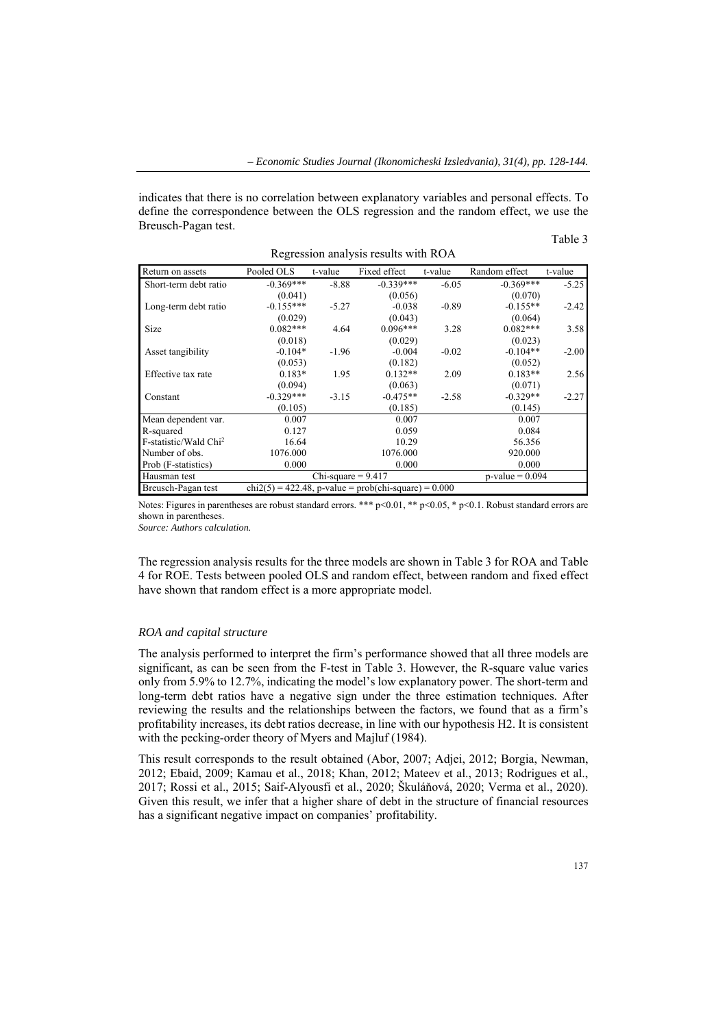indicates that there is no correlation between explanatory variables and personal effects. To define the correspondence between the OLS regression and the random effect, we use the Breusch-Pagan test.

Table 3

Regression analysis results with ROA

| Return on assets | Pooled OLS | t-value | Fixed effect | t-value | Random effect | t-value |
|---|---|---|---|---|---|---|
| Short-term debt ratio | -0.369*** | -8.88 | -0.339*** | -6.05 | -0.369*** | -5.25 |
| | (0.041) | | (0.056) | | (0.070) | |
| Long-term debt ratio | -0.155*** | -5.27 | -0.038 | -0.89 | -0.155** | -2.42 |
| | (0.029) | | (0.043) | | (0.064) | |
| Size | 0.082*** | 4.64 | 0.096*** | 3.28 | 0.082*** | 3.58 |
| | (0.018) | | (0.029) | | (0.023) | |
| Asset tangibility | -0.104* | -1.96 | -0.004 | -0.02 | -0.104** | -2.00 |
| | (0.053) | | (0.182) | | (0.052) | |
| Effective tax rate | 0.183* | 1.95 | 0.132** | 2.09 | 0.183** | 2.56 |
| | (0.094) | | (0.063) | | (0.071) | |
| Constant | -0.329*** | -3.15 | -0.475** | -2.58 | -0.329** | -2.27 |
| | (0.105) | | (0.185) | | (0.145) | |
| Mean dependent var. | 0.007 | | 0.007 | | 0.007 | |
| R-squared | 0.127 | | 0.059 | | 0.084 | |
| F-statistic/Wald Chi[2] | 16.64 | | 10.29 | | 56.356 | |
| Number of obs. | 1076.000 | | 1076.000 | | 920.000 | |
| Prob (F-statistics) | 0.000 | | 0.000 | | 0.000 | |
| Hausman test | Chi-square = 9.417 | | | | p-value = 0.094 | |
| Breusch-Pagan test | chi2(5) = 422.48, p-value = prob(chi-square) = 0.000 | | | | | |

Notes: Figures in parentheses are robust standard errors. *** p<0.01, ** p<0.05, * p<0.1. Robust standard errors are shown in parentheses.

*Source: Authors calculation.*

The regression analysis results for the three models are shown in Table 3 for ROA and Table 4 for ROE. Tests between pooled OLS and random effect, between random and fixed effect have shown that random effect is a more appropriate model.

### *ROA and capital structure*

The analysis performed to interpret the firm's performance showed that all three models are significant, as can be seen from the F-test in Table 3. However, the R-square value varies only from 5.9% to 12.7%, indicating the model's low explanatory power. The short-term and long-term debt ratios have a negative sign under the three estimation techniques. After reviewing the results and the relationships between the factors, we found that as a firm's profitability increases, its debt ratios decrease, in line with our hypothesis H2. It is consistent with the pecking-order theory of Myers and Majluf (1984).

This result corresponds to the result obtained (Abor, 2007; Adjei, 2012; Borgia, Newman, 2012; Ebaid, 2009; Kamau et al., 2018; Khan, 2012; Mateev et al., 2013; Rodrigues et al., 2017; Rossi et al., 2015; Saif-Alyousfi et al., 2020; Škuláňová, 2020; Verma et al., 2020). Given this result, we infer that a higher share of debt in the structure of financial resources has a significant negative impact on companies' profitability.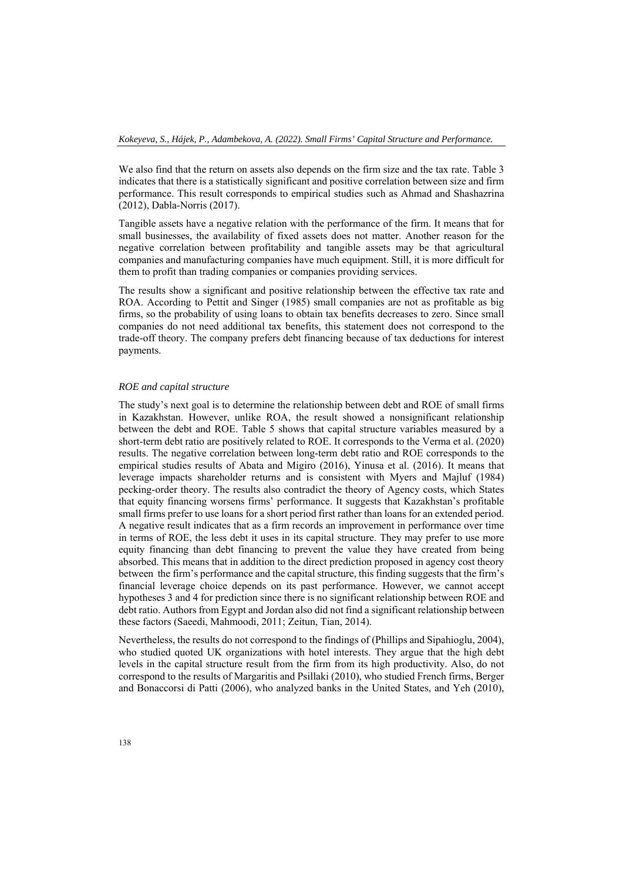We also find that the return on assets also depends on the firm size and the tax rate. Table 3 indicates that there is a statistically significant and positive correlation between size and firm performance. This result corresponds to empirical studies such as Ahmad and Shashazrina (2012), Dabla-Norris (2017).

Tangible assets have a negative relation with the performance of the firm. It means that for small businesses, the availability of fixed assets does not matter. Another reason for the negative correlation between profitability and tangible assets may be that agricultural companies and manufacturing companies have much equipment. Still, it is more difficult for them to profit than trading companies or companies providing services.

The results show a significant and positive relationship between the effective tax rate and ROA. According to Pettit and Singer (1985) small companies are not as profitable as big firms, so the probability of using loans to obtain tax benefits decreases to zero. Since small companies do not need additional tax benefits, this statement does not correspond to the trade-off theory. The company prefers debt financing because of tax deductions for interest payments.

*ROE and capital structure*

The study's next goal is to determine the relationship between debt and ROE of small firms in Kazakhstan. However, unlike ROA, the result showed a nonsignificant relationship between the debt and ROE. Table 5 shows that capital structure variables measured by a short-term debt ratio are positively related to ROE. It corresponds to the Verma et al. (2020) results. The negative correlation between long-term debt ratio and ROE corresponds to the empirical studies results of Abata and Migiro (2016), Yinusa et al. (2016). It means that leverage impacts shareholder returns and is consistent with Myers and Majluf (1984) pecking-order theory. The results also contradict the theory of Agency costs, which States that equity financing worsens firms' performance. It suggests that Kazakhstan's profitable small firms prefer to use loans for a short period first rather than loans for an extended period. A negative result indicates that as a firm records an improvement in performance over time in terms of ROE, the less debt it uses in its capital structure. They may prefer to use more equity financing than debt financing to prevent the value they have created from being absorbed. This means that in addition to the direct prediction proposed in agency cost theory between the firm's performance and the capital structure, this finding suggests that the firm's financial leverage choice depends on its past performance. However, we cannot accept hypotheses 3 and 4 for prediction since there is no significant relationship between ROE and debt ratio. Authors from Egypt and Jordan also did not find a significant relationship between these factors (Saeedi, Mahmoodi, 2011; Zeitun, Tian, 2014).

Nevertheless, the results do not correspond to the findings of (Phillips and Sipahioglu, 2004), who studied quoted UK organizations with hotel interests. They argue that the high debt levels in the capital structure result from the firm from its high productivity. Also, do not correspond to the results of Margaritis and Psillaki (2010), who studied French firms, Berger and Bonaccorsi di Patti (2006), who analyzed banks in the United States, and Yeh (2010),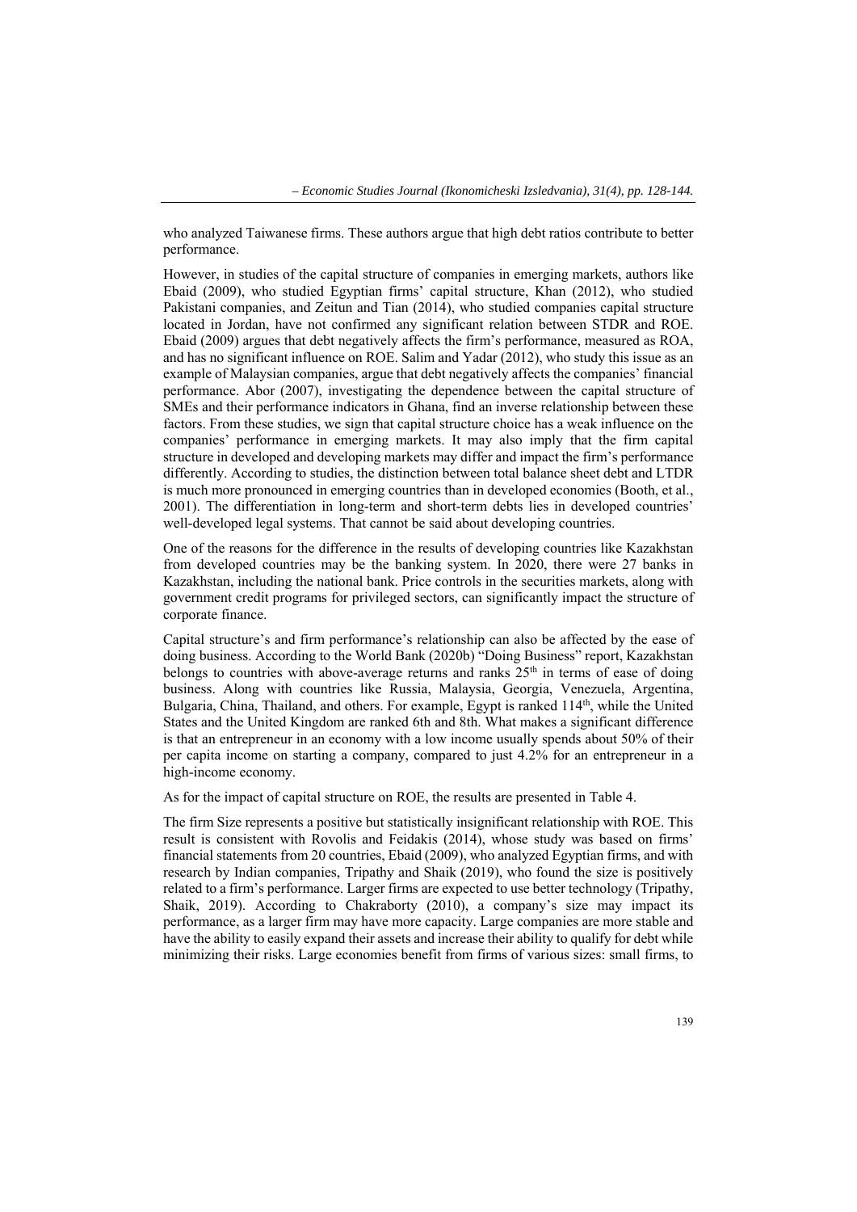who analyzed Taiwanese firms. These authors argue that high debt ratios contribute to better performance.

However, in studies of the capital structure of companies in emerging markets, authors like Ebaid (2009), who studied Egyptian firms' capital structure, Khan (2012), who studied Pakistani companies, and Zeitun and Tian (2014), who studied companies capital structure located in Jordan, have not confirmed any significant relation between STDR and ROE. Ebaid (2009) argues that debt negatively affects the firm's performance, measured as ROA, and has no significant influence on ROE. Salim and Yadar (2012), who study this issue as an example of Malaysian companies, argue that debt negatively affects the companies' financial performance. Abor (2007), investigating the dependence between the capital structure of SMEs and their performance indicators in Ghana, find an inverse relationship between these factors. From these studies, we sign that capital structure choice has a weak influence on the companies' performance in emerging markets. It may also imply that the firm capital structure in developed and developing markets may differ and impact the firm's performance differently. According to studies, the distinction between total balance sheet debt and LTDR is much more pronounced in emerging countries than in developed economies (Booth, et al., 2001). The differentiation in long-term and short-term debts lies in developed countries' well-developed legal systems. That cannot be said about developing countries.

One of the reasons for the difference in the results of developing countries like Kazakhstan from developed countries may be the banking system. In 2020, there were 27 banks in Kazakhstan, including the national bank. Price controls in the securities markets, along with government credit programs for privileged sectors, can significantly impact the structure of corporate finance.

Capital structure's and firm performance's relationship can also be affected by the ease of doing business. According to the World Bank (2020b) "Doing Business" report, Kazakhstan belongs to countries with above-average returns and ranks 25th in terms of ease of doing business. Along with countries like Russia, Malaysia, Georgia, Venezuela, Argentina, Bulgaria, China, Thailand, and others. For example, Egypt is ranked 114th, while the United States and the United Kingdom are ranked 6th and 8th. What makes a significant difference is that an entrepreneur in an economy with a low income usually spends about 50% of their per capita income on starting a company, compared to just 4.2% for an entrepreneur in a high-income economy.

As for the impact of capital structure on ROE, the results are presented in Table 4.

The firm Size represents a positive but statistically insignificant relationship with ROE. This result is consistent with Rovolis and Feidakis (2014), whose study was based on firms' financial statements from 20 countries, Ebaid (2009), who analyzed Egyptian firms, and with research by Indian companies, Tripathy and Shaik (2019), who found the size is positively related to a firm's performance. Larger firms are expected to use better technology (Tripathy, Shaik, 2019). According to Chakraborty (2010), a company's size may impact its performance, as a larger firm may have more capacity. Large companies are more stable and have the ability to easily expand their assets and increase their ability to qualify for debt while minimizing their risks. Large economies benefit from firms of various sizes: small firms, to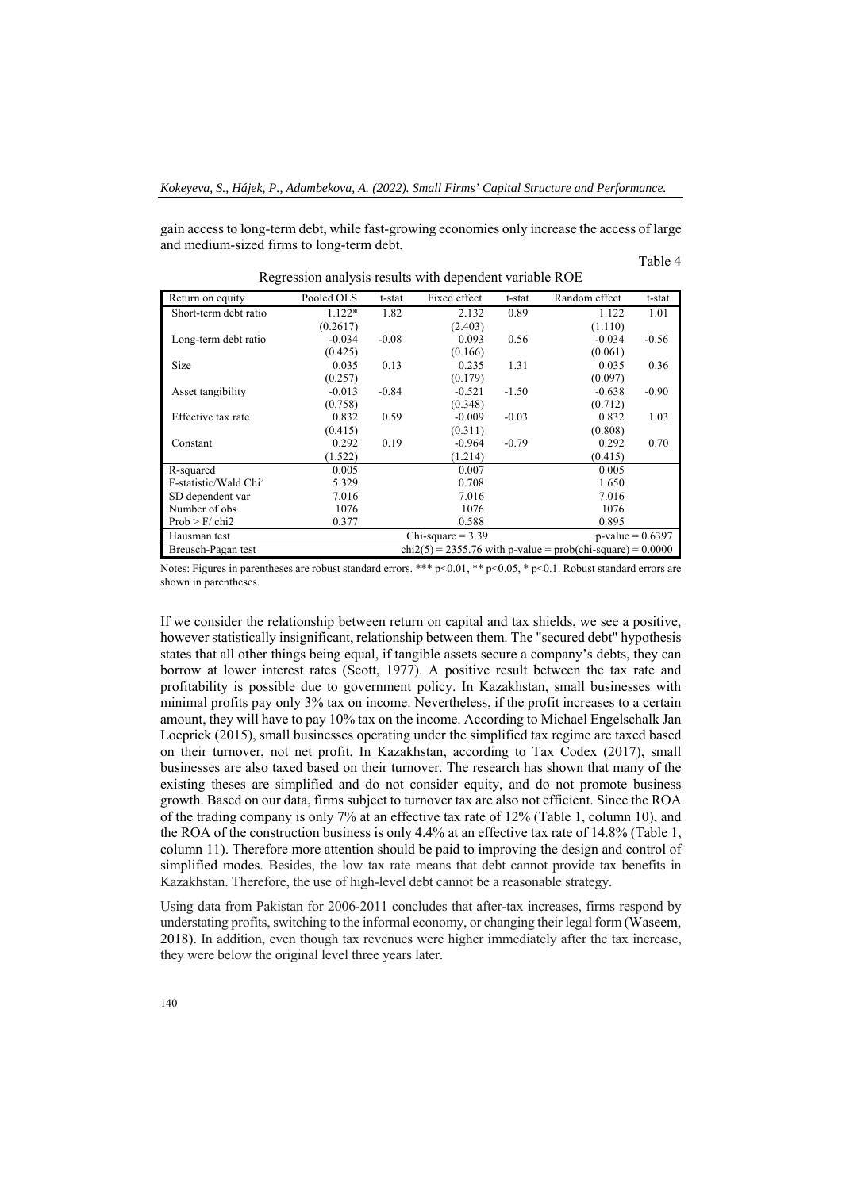gain access to long-term debt, while fast-growing economies only increase the access of large and medium-sized firms to long-term debt.

Table 4

Regression analysis results with dependent variable ROE

| Return on equity | Pooled OLS | t-stat | Fixed effect | t-stat | Random effect | t-stat |
|---|---|---|---|---|---|---|
| Short-term debt ratio | 1.122* | 1.82 | 2.132 | 0.89 | 1.122 | 1.01 |
| | (0.2617) | | (2.403) | | (1.110) | |
| Long-term debt ratio | -0.034 | -0.08 | 0.093 | 0.56 | -0.034 | -0.56 |
| | (0.425) | | (0.166) | | (0.061) | |
| Size | 0.035 | 0.13 | 0.235 | 1.31 | 0.035 | 0.36 |
| | (0.257) | | (0.179) | | (0.097) | |
| Asset tangibility | -0.013 | -0.84 | -0.521 | -1.50 | -0.638 | -0.90 |
| | (0.758) | | (0.348) | | (0.712) | |
| Effective tax rate | 0.832 | 0.59 | -0.009 | -0.03 | 0.832 | 1.03 |
| | (0.415) | | (0.311) | | (0.808) | |
| Constant | 0.292 | 0.19 | -0.964 | -0.79 | 0.292 | 0.70 |
| | (1.522) | | (1.214) | | (0.415) | |
| R-squared | 0.005 | | 0.007 | | 0.005 | |
| F-statistic/Wald Chi$^2$ | 5.329 | | 0.708 | | 1.650 | |
| SD dependent var | 7.016 | | 7.016 | | 7.016 | |
| Number of obs | 1076 | | 1076 | | 1076 | |
| Prob > F/ chi2 | 0.377 | | 0.588 | | 0.895 | |
| Hausman test | | | Chi-square = 3.39 | | p-value = 0.6397 | |
| Breusch-Pagan test | | | chi2(5) = 2355.76 with p-value = prob(chi-square) = 0.0000 | | | |

Notes: Figures in parentheses are robust standard errors. *** $p<0.01$, ** $p<0.05$, * $p<0.1$. Robust standard errors are shown in parentheses.

If we consider the relationship between return on capital and tax shields, we see a positive, however statistically insignificant, relationship between them. The "secured debt" hypothesis states that all other things being equal, if tangible assets secure a company's debts, they can borrow at lower interest rates (Scott, 1977). A positive result between the tax rate and profitability is possible due to government policy. In Kazakhstan, small businesses with minimal profits pay only 3% tax on income. Nevertheless, if the profit increases to a certain amount, they will have to pay 10% tax on the income. According to Michael Engelschalk Jan Loeprick (2015), small businesses operating under the simplified tax regime are taxed based on their turnover, not net profit. In Kazakhstan, according to Tax Codex (2017), small businesses are also taxed based on their turnover. The research has shown that many of the existing theses are simplified and do not consider equity, and do not promote business growth. Based on our data, firms subject to turnover tax are also not efficient. Since the ROA of the trading company is only 7% at an effective tax rate of 12% (Table 1, column 10), and the ROA of the construction business is only 4.4% at an effective tax rate of 14.8% (Table 1, column 11). Therefore more attention should be paid to improving the design and control of simplified modes. Besides, the low tax rate means that debt cannot provide tax benefits in Kazakhstan. Therefore, the use of high-level debt cannot be a reasonable strategy.

Using data from Pakistan for 2006-2011 concludes that after-tax increases, firms respond by understating profits, switching to the informal economy, or changing their legal form (Waseem, 2018). In addition, even though tax revenues were higher immediately after the tax increase, they were below the original level three years later.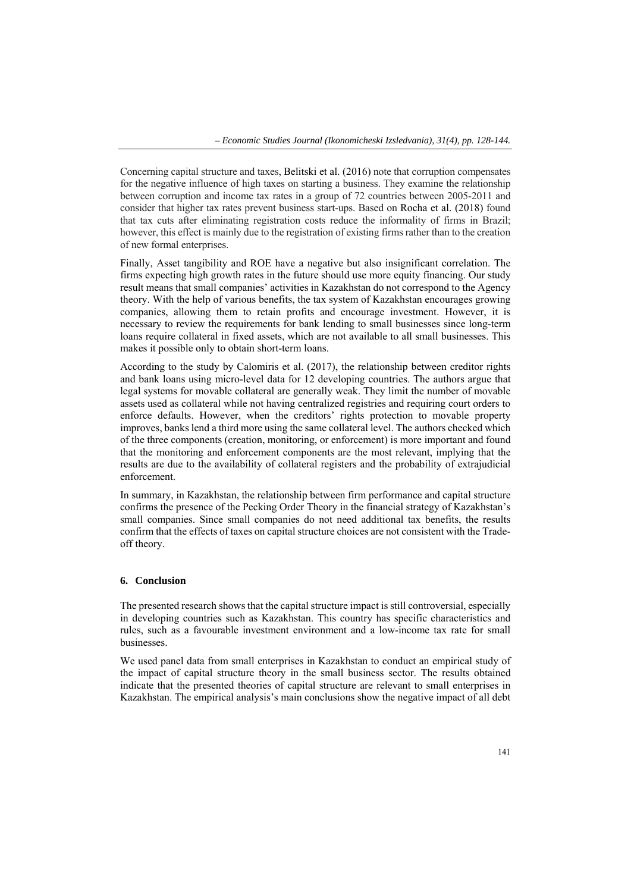Concerning capital structure and taxes, Belitski et al. (2016) note that corruption compensates for the negative influence of high taxes on starting a business. They examine the relationship between corruption and income tax rates in a group of 72 countries between 2005-2011 and consider that higher tax rates prevent business start-ups. Based on Rocha et al. (2018) found that tax cuts after eliminating registration costs reduce the informality of firms in Brazil; however, this effect is mainly due to the registration of existing firms rather than to the creation of new formal enterprises.

Finally, Asset tangibility and ROE have a negative but also insignificant correlation. The firms expecting high growth rates in the future should use more equity financing. Our study result means that small companies' activities in Kazakhstan do not correspond to the Agency theory. With the help of various benefits, the tax system of Kazakhstan encourages growing companies, allowing them to retain profits and encourage investment. However, it is necessary to review the requirements for bank lending to small businesses since long-term loans require collateral in fixed assets, which are not available to all small businesses. This makes it possible only to obtain short-term loans.

According to the study by Calomiris et al. (2017), the relationship between creditor rights and bank loans using micro-level data for 12 developing countries. The authors argue that legal systems for movable collateral are generally weak. They limit the number of movable assets used as collateral while not having centralized registries and requiring court orders to enforce defaults. However, when the creditors' rights protection to movable property improves, banks lend a third more using the same collateral level. The authors checked which of the three components (creation, monitoring, or enforcement) is more important and found that the monitoring and enforcement components are the most relevant, implying that the results are due to the availability of collateral registers and the probability of extrajudicial enforcement.

In summary, in Kazakhstan, the relationship between firm performance and capital structure confirms the presence of the Pecking Order Theory in the financial strategy of Kazakhstan's small companies. Since small companies do not need additional tax benefits, the results confirm that the effects of taxes on capital structure choices are not consistent with the Trade-off theory.

## 6. Conclusion

The presented research shows that the capital structure impact is still controversial, especially in developing countries such as Kazakhstan. This country has specific characteristics and rules, such as a favourable investment environment and a low-income tax rate for small businesses.

We used panel data from small enterprises in Kazakhstan to conduct an empirical study of the impact of capital structure theory in the small business sector. The results obtained indicate that the presented theories of capital structure are relevant to small enterprises in Kazakhstan. The empirical analysis's main conclusions show the negative impact of all debt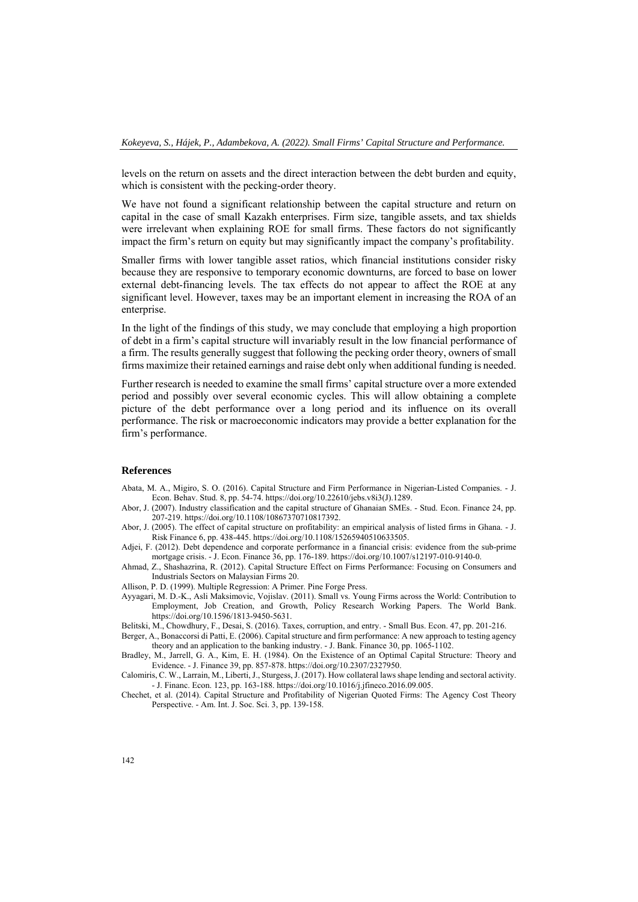levels on the return on assets and the direct interaction between the debt burden and equity, which is consistent with the pecking-order theory.

We have not found a significant relationship between the capital structure and return on capital in the case of small Kazakh enterprises. Firm size, tangible assets, and tax shields were irrelevant when explaining ROE for small firms. These factors do not significantly impact the firm's return on equity but may significantly impact the company's profitability.

Smaller firms with lower tangible asset ratios, which financial institutions consider risky because they are responsive to temporary economic downturns, are forced to base on lower external debt-financing levels. The tax effects do not appear to affect the ROE at any significant level. However, taxes may be an important element in increasing the ROA of an enterprise.

In the light of the findings of this study, we may conclude that employing a high proportion of debt in a firm's capital structure will invariably result in the low financial performance of a firm. The results generally suggest that following the pecking order theory, owners of small firms maximize their retained earnings and raise debt only when additional funding is needed.

Further research is needed to examine the small firms' capital structure over a more extended period and possibly over several economic cycles. This will allow obtaining a complete picture of the debt performance over a long period and its influence on its overall performance. The risk or macroeconomic indicators may provide a better explanation for the firm's performance.

## References

Abata, M. A., Migiro, S. O. (2016). Capital Structure and Firm Performance in Nigerian-Listed Companies. - J. Econ. Behav. Stud. 8, pp. 54-74. https://doi.org/10.22610/jebs.v8i3(J).1289.

Abor, J. (2007). Industry classification and the capital structure of Ghanaian SMEs. - Stud. Econ. Finance 24, pp. 207-219. https://doi.org/10.1108/10867370710817392.

Abor, J. (2005). The effect of capital structure on profitability: an empirical analysis of listed firms in Ghana. - J. Risk Finance 6, pp. 438-445. https://doi.org/10.1108/15265940510633505.

Adjei, F. (2012). Debt dependence and corporate performance in a financial crisis: evidence from the sub-prime mortgage crisis. - J. Econ. Finance 36, pp. 176-189. https://doi.org/10.1007/s12197-010-9140-0.

Ahmad, Z., Shashazrina, R. (2012). Capital Structure Effect on Firms Performance: Focusing on Consumers and Industrials Sectors on Malaysian Firms 20.

Allison, P. D. (1999). Multiple Regression: A Primer. Pine Forge Press.

Ayyagari, M. D.-K., Asli Maksimovic, Vojislav. (2011). Small vs. Young Firms across the World: Contribution to Employment, Job Creation, and Growth, Policy Research Working Papers. The World Bank. https://doi.org/10.1596/1813-9450-5631.

Belitski, M., Chowdhury, F., Desai, S. (2016). Taxes, corruption, and entry. - Small Bus. Econ. 47, pp. 201-216.

Berger, A., Bonaccorsi di Patti, E. (2006). Capital structure and firm performance: A new approach to testing agency theory and an application to the banking industry. - J. Bank. Finance 30, pp. 1065-1102.

Bradley, M., Jarrell, G. A., Kim, E. H. (1984). On the Existence of an Optimal Capital Structure: Theory and Evidence. - J. Finance 39, pp. 857-878. https://doi.org/10.2307/2327950.

Calomiris, C. W., Larrain, M., Liberti, J., Sturgess, J. (2017). How collateral laws shape lending and sectoral activity. - J. Financ. Econ. 123, pp. 163-188. https://doi.org/10.1016/j.jfineco.2016.09.005.

Chechet, et al. (2014). Capital Structure and Profitability of Nigerian Quoted Firms: The Agency Cost Theory Perspective. - Am. Int. J. Soc. Sci. 3, pp. 139-158.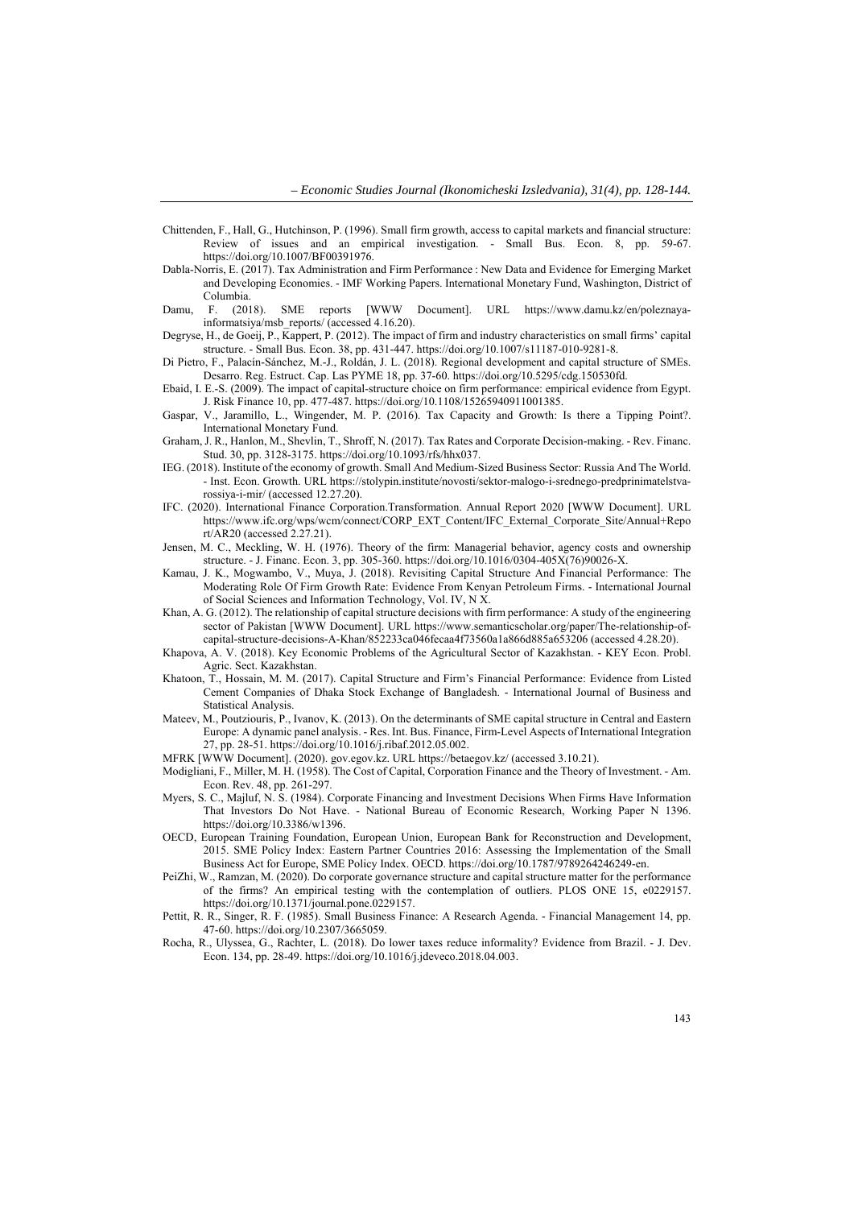Chittenden, F., Hall, G., Hutchinson, P. (1996). Small firm growth, access to capital markets and financial structure: Review of issues and an empirical investigation. - Small Bus. Econ. 8, pp. 59-67. https://doi.org/10.1007/BF00391976.

Dabla-Norris, E. (2017). Tax Administration and Firm Performance : New Data and Evidence for Emerging Market and Developing Economies. - IMF Working Papers. International Monetary Fund, Washington, District of Columbia.

Damu, F. (2018). SME reports [WWW Document]. URL https://www.damu.kz/en/poleznaya-informatsiya/msb_reports/ (accessed 4.16.20).

Degryse, H., de Goeij, P., Kappert, P. (2012). The impact of firm and industry characteristics on small firms' capital structure. - Small Bus. Econ. 38, pp. 431-447. https://doi.org/10.1007/s11187-010-9281-8.

Di Pietro, F., Palacín-Sánchez, M.-J., Roldán, J. L. (2018). Regional development and capital structure of SMEs. Desarro. Reg. Estruct. Cap. Las PYME 18, pp. 37-60. https://doi.org/10.5295/cdg.150530fd.

Ebaid, I. E.-S. (2009). The impact of capital-structure choice on firm performance: empirical evidence from Egypt. J. Risk Finance 10, pp. 477-487. https://doi.org/10.1108/15265940911001385.

Gaspar, V., Jaramillo, L., Wingender, M. P. (2016). Tax Capacity and Growth: Is there a Tipping Point?. International Monetary Fund.

Graham, J. R., Hanlon, M., Shevlin, T., Shroff, N. (2017). Tax Rates and Corporate Decision-making. - Rev. Financ. Stud. 30, pp. 3128-3175. https://doi.org/10.1093/rfs/hhx037.

IEG. (2018). Institute of the economy of growth. Small And Medium-Sized Business Sector: Russia And The World. - Inst. Econ. Growth. URL https://stolypin.institute/novosti/sektor-malogo-i-srednego-predprinimatelstva-rossiya-i-mir/ (accessed 12.27.20).

IFC. (2020). International Finance Corporation.Transformation. Annual Report 2020 [WWW Document]. URL https://www.ifc.org/wps/wcm/connect/CORP_EXT_Content/IFC_External_Corporate_Site/Annual+Report/AR20 (accessed 2.27.21).

Jensen, M. C., Meckling, W. H. (1976). Theory of the firm: Managerial behavior, agency costs and ownership structure. - J. Financ. Econ. 3, pp. 305-360. https://doi.org/10.1016/0304-405X(76)90026-X.

Kamau, J. K., Mogwambo, V., Muya, J. (2018). Revisiting Capital Structure And Financial Performance: The Moderating Role Of Firm Growth Rate: Evidence From Kenyan Petroleum Firms. - International Journal of Social Sciences and Information Technology, Vol. IV, N X.

Khan, A. G. (2012). The relationship of capital structure decisions with firm performance: A study of the engineering sector of Pakistan [WWW Document]. URL https://www.semanticscholar.org/paper/The-relationship-of-capital-structure-decisions-A-Khan/852233ca046fecaa4f73560a1a866d885a653206 (accessed 4.28.20).

Khapova, A. V. (2018). Key Economic Problems of the Agricultural Sector of Kazakhstan. - KEY Econ. Probl. Agric. Sect. Kazakhstan.

Khatoon, T., Hossain, M. M. (2017). Capital Structure and Firm's Financial Performance: Evidence from Listed Cement Companies of Dhaka Stock Exchange of Bangladesh. - International Journal of Business and Statistical Analysis.

Mateev, M., Poutziouris, P., Ivanov, K. (2013). On the determinants of SME capital structure in Central and Eastern Europe: A dynamic panel analysis. - Res. Int. Bus. Finance, Firm-Level Aspects of International Integration 27, pp. 28-51. https://doi.org/10.1016/j.ribaf.2012.05.002.

MFRK [WWW Document]. (2020). gov.egov.kz. URL https://betaegov.kz/ (accessed 3.10.21).

Modigliani, F., Miller, M. H. (1958). The Cost of Capital, Corporation Finance and the Theory of Investment. - Am. Econ. Rev. 48, pp. 261-297.

Myers, S. C., Majluf, N. S. (1984). Corporate Financing and Investment Decisions When Firms Have Information That Investors Do Not Have. - National Bureau of Economic Research, Working Paper N 1396. https://doi.org/10.3386/w1396.

OECD, European Training Foundation, European Union, European Bank for Reconstruction and Development, 2015. SME Policy Index: Eastern Partner Countries 2016: Assessing the Implementation of the Small Business Act for Europe, SME Policy Index. OECD. https://doi.org/10.1787/9789264246249-en.

PeiZhi, W., Ramzan, M. (2020). Do corporate governance structure and capital structure matter for the performance of the firms? An empirical testing with the contemplation of outliers. PLOS ONE 15, e0229157. https://doi.org/10.1371/journal.pone.0229157.

Pettit, R. R., Singer, R. F. (1985). Small Business Finance: A Research Agenda. - Financial Management 14, pp. 47-60. https://doi.org/10.2307/3665059.

Rocha, R., Ulyssea, G., Rachter, L. (2018). Do lower taxes reduce informality? Evidence from Brazil. - J. Dev. Econ. 134, pp. 28-49. https://doi.org/10.1016/j.jdeveco.2018.04.003.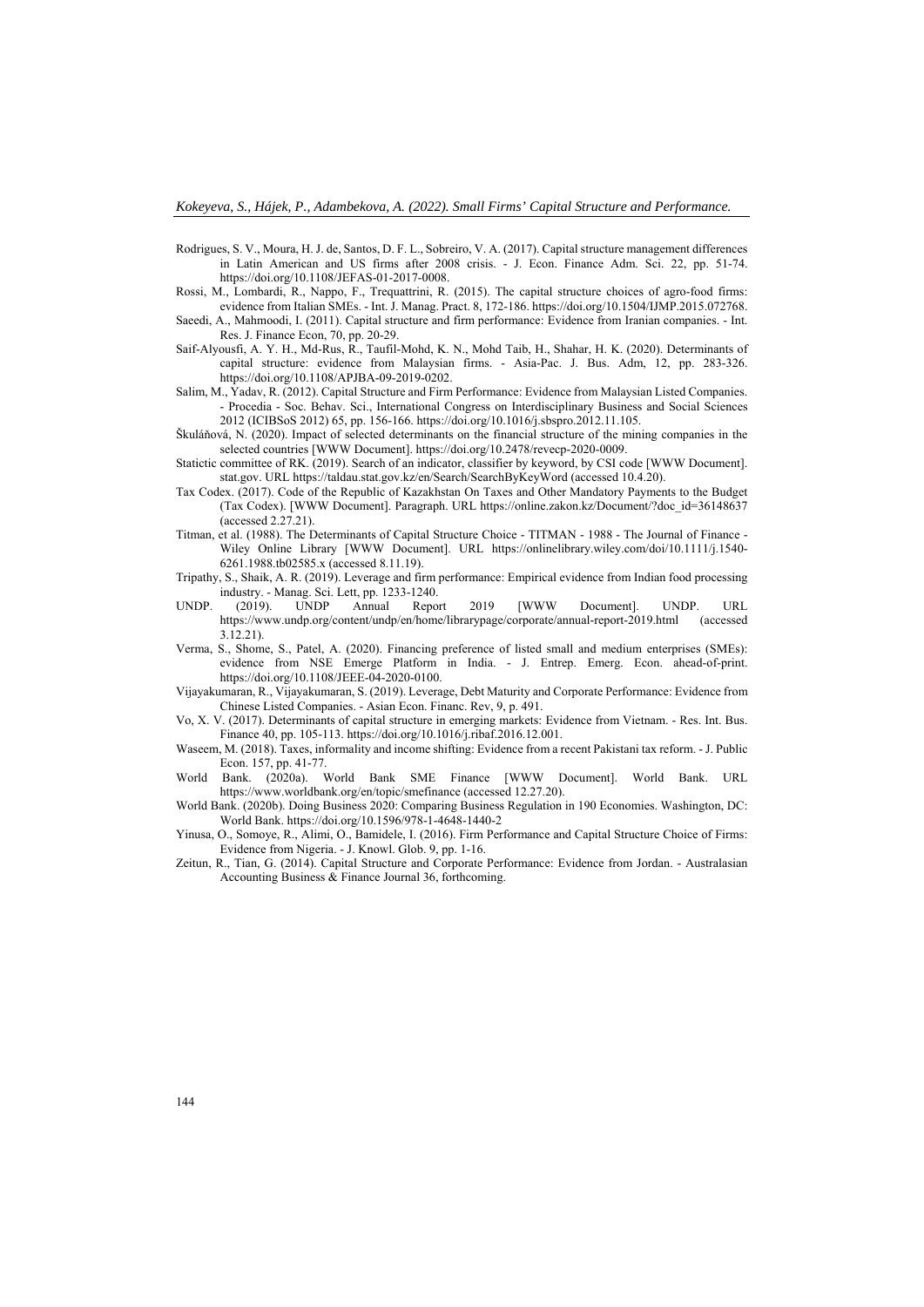Rodrigues, S. V., Moura, H. J. de, Santos, D. F. L., Sobreiro, V. A. (2017). Capital structure management differences in Latin American and US firms after 2008 crisis. - J. Econ. Finance Adm. Sci. 22, pp. 51-74. https://doi.org/10.1108/JEFAS-01-2017-0008.

Rossi, M., Lombardi, R., Nappo, F., Trequattrini, R. (2015). The capital structure choices of agro-food firms: evidence from Italian SMEs. - Int. J. Manag. Pract. 8, 172-186. https://doi.org/10.1504/IJMP.2015.072768.

Saeedi, A., Mahmoodi, I. (2011). Capital structure and firm performance: Evidence from Iranian companies. - Int. Res. J. Finance Econ, 70, pp. 20-29.

Saif-Alyousfi, A. Y. H., Md-Rus, R., Taufil-Mohd, K. N., Mohd Taib, H., Shahar, H. K. (2020). Determinants of capital structure: evidence from Malaysian firms. - Asia-Pac. J. Bus. Adm, 12, pp. 283-326. https://doi.org/10.1108/APJBA-09-2019-0202.

Salim, M., Yadav, R. (2012). Capital Structure and Firm Performance: Evidence from Malaysian Listed Companies. - Procedia - Soc. Behav. Sci., International Congress on Interdisciplinary Business and Social Sciences 2012 (ICIBSoS 2012) 65, pp. 156-166. https://doi.org/10.1016/j.sbspro.2012.11.105.

Škuláňová, N. (2020). Impact of selected determinants on the financial structure of the mining companies in the selected countries [WWW Document]. https://doi.org/10.2478/revecp-2020-0009.

Statictic committee of RK. (2019). Search of an indicator, classifier by keyword, by CSI code [WWW Document]. stat.gov. URL https://taldau.stat.gov.kz/en/Search/SearchByKeyWord (accessed 10.4.20).

Tax Codex. (2017). Code of the Republic of Kazakhstan On Taxes and Other Mandatory Payments to the Budget (Tax Codex). [WWW Document]. Paragraph. URL https://online.zakon.kz/Document/?doc_id=36148637 (accessed 2.27.21).

Titman, et al. (1988). The Determinants of Capital Structure Choice - TITMAN - 1988 - The Journal of Finance - Wiley Online Library [WWW Document]. URL https://onlinelibrary.wiley.com/doi/10.1111/j.1540-6261.1988.tb02585.x (accessed 8.11.19).

Tripathy, S., Shaik, A. R. (2019). Leverage and firm performance: Empirical evidence from Indian food processing industry. - Manag. Sci. Lett, pp. 1233-1240.

UNDP. (2019). UNDP Annual Report 2019 [WWW Document]. UNDP. URL https://www.undp.org/content/undp/en/home/librarypage/corporate/annual-report-2019.html (accessed 3.12.21).

Verma, S., Shome, S., Patel, A. (2020). Financing preference of listed small and medium enterprises (SMEs): evidence from NSE Emerge Platform in India. - J. Entrep. Emerg. Econ. ahead-of-print. https://doi.org/10.1108/JEEE-04-2020-0100.

Vijayakumaran, R., Vijayakumaran, S. (2019). Leverage, Debt Maturity and Corporate Performance: Evidence from Chinese Listed Companies. - Asian Econ. Financ. Rev, 9, p. 491.

Vo, X. V. (2017). Determinants of capital structure in emerging markets: Evidence from Vietnam. - Res. Int. Bus. Finance 40, pp. 105-113. https://doi.org/10.1016/j.ribaf.2016.12.001.

Waseem, M. (2018). Taxes, informality and income shifting: Evidence from a recent Pakistani tax reform. - J. Public Econ. 157, pp. 41-77.

World Bank. (2020a). World Bank SME Finance [WWW Document]. World Bank. URL https://www.worldbank.org/en/topic/smefinance (accessed 12.27.20).

World Bank. (2020b). Doing Business 2020: Comparing Business Regulation in 190 Economies. Washington, DC: World Bank. https://doi.org/10.1596/978-1-4648-1440-2

Yinusa, O., Somoye, R., Alimi, O., Bamidele, I. (2016). Firm Performance and Capital Structure Choice of Firms: Evidence from Nigeria. - J. Knowl. Glob. 9, pp. 1-16.

Zeitun, R., Tian, G. (2014). Capital Structure and Corporate Performance: Evidence from Jordan. - Australasian Accounting Business & Finance Journal 36, forthcoming.